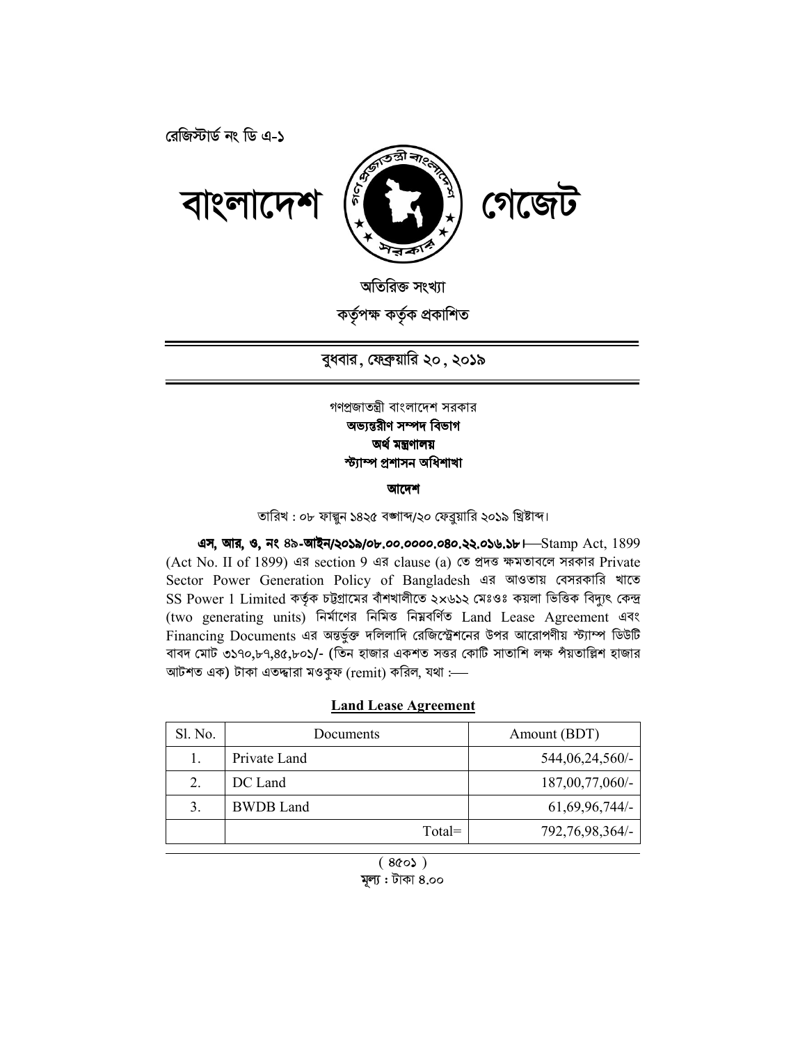রেজিস্টার্ড নং ডি এ-১

# বাংলাদেশ গেজেট

অতিরিক্ত সংখ্যা

কর্তৃপক্ষ কর্তৃক প্রকাশিত

**বুধবার, ফেব্রুয়ারি ২০, ২০১৯**

গণপ্রজাতন্ত্রী বাংলাদেশ সরকার

**অভ্যন্তরীণ সম্পদ বিভাগ**

**অর্থ মন্ত্রণালয়**

**স্ট্যাম্প প্রশাসন অধিশাখা**

**আদেশ**

তারিখ : ০৮ ফাল্গুন ১৪২৫ বঙ্গাব্দ/২০ ফেব্রুয়ারি ২০১৯ খ্রিষ্টাব্দ।

**এস, আর, ও, নং ৪৯-আইন/২০১৯/০৮.০০.০০০০.০৪০.২২.০১৬.১৮।**—Stamp Act, 1899 (Act No. II of 1899) এর section 9 এর clause (a) তে প্রদত্ত ক্ষমতাবলে সরকার Private Sector Power Generation Policy of Bangladesh এর আওতায় বেসরকারি খাতে SS Power 1 Limited কর্তৃক চট্টগ্রামের বাঁশখালীতে ২×৬১২ মেঃওঃ কয়লা ভিত্তিক বিদ্যুৎ কেন্দ্র (two generating units) নির্মাণের নিমিত্ত নিম্নবর্ণিত Land Lease Agreement এবং Financing Documents এর অন্তর্ভুক্ত দলিলাদি রেজিস্ট্রেশনের উপর আরোপণীয় স্ট্যাম্প ডিউটি বাবদ মোট ৩১৭০,৮৭,৪৫,৮০১/- (তিন হাজার একশত সত্তর কোটি সাতাশি লক্ষ পঁয়তাল্লিশ হাজার আটশত এক) টাকা এতদ্দ্বারা মওকুফ (remit) করিল, যথা :—

**Land Lease Agreement**

| Sl. No. | Documents | Amount (BDT) |
|---|---|---|
| 1. | Private Land | 544,06,24,560/- |
| 2. | DC Land | 187,00,77,060/- |
| 3. | BWDB Land | 61,69,96,744/- |
| | Total= | 792,76,98,364/- |

( ৪৫০১ )

মূল্য : টাকা ৪.০০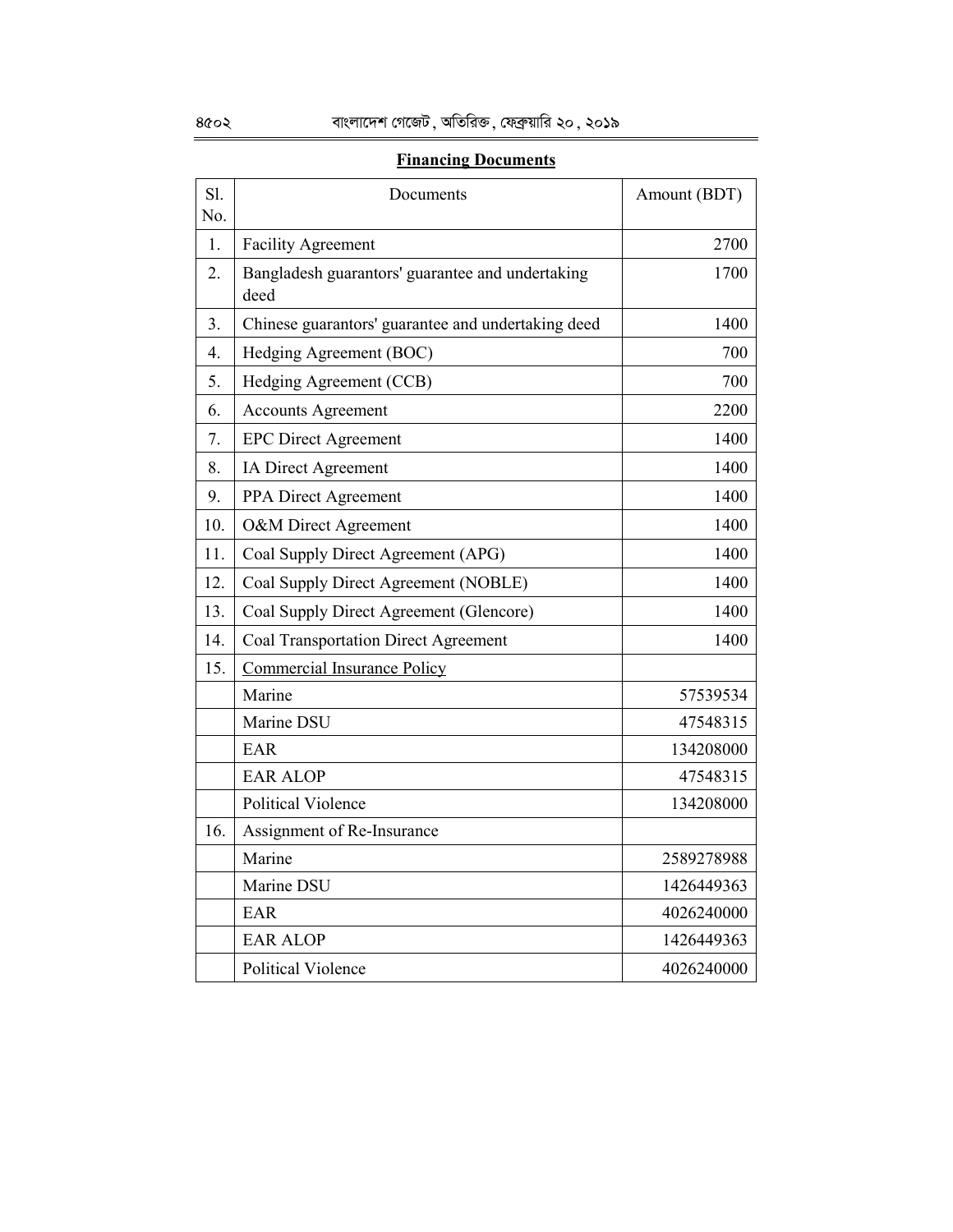## Financing Documents

| Sl. No. | Documents | Amount (BDT) |
|---|---|---|
| 1. | Facility Agreement | 2700 |
| 2. | Bangladesh guarantors' guarantee and undertaking deed | 1700 |
| 3. | Chinese guarantors' guarantee and undertaking deed | 1400 |
| 4. | Hedging Agreement (BOC) | 700 |
| 5. | Hedging Agreement (CCB) | 700 |
| 6. | Accounts Agreement | 2200 |
| 7. | EPC Direct Agreement | 1400 |
| 8. | IA Direct Agreement | 1400 |
| 9. | PPA Direct Agreement | 1400 |
| 10. | O&M Direct Agreement | 1400 |
| 11. | Coal Supply Direct Agreement (APG) | 1400 |
| 12. | Coal Supply Direct Agreement (NOBLE) | 1400 |
| 13. | Coal Supply Direct Agreement (Glencore) | 1400 |
| 14. | Coal Transportation Direct Agreement | 1400 |
| 15. | Commercial Insurance Policy | |
| | Marine | 57539534 |
| | Marine DSU | 47548315 |
| | EAR | 134208000 |
| | EAR ALOP | 47548315 |
| | Political Violence | 134208000 |
| 16. | Assignment of Re-Insurance | |
| | Marine | 2589278988 |
| | Marine DSU | 1426449363 |
| | EAR | 4026240000 |
| | EAR ALOP | 1426449363 |
| | Political Violence | 4026240000 |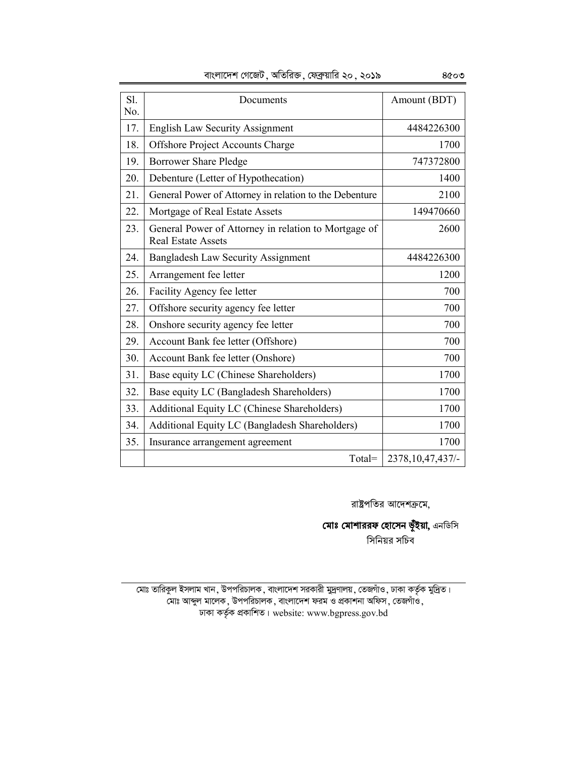| Sl. No. | Documents | Amount (BDT) |
|---|---|---|
| 17. | English Law Security Assignment | 4484226300 |
| 18. | Offshore Project Accounts Charge | 1700 |
| 19. | Borrower Share Pledge | 747372800 |
| 20. | Debenture (Letter of Hypothecation) | 1400 |
| 21. | General Power of Attorney in relation to the Debenture | 2100 |
| 22. | Mortgage of Real Estate Assets | 149470660 |
| 23. | General Power of Attorney in relation to Mortgage of Real Estate Assets | 2600 |
| 24. | Bangladesh Law Security Assignment | 4484226300 |
| 25. | Arrangement fee letter | 1200 |
| 26. | Facility Agency fee letter | 700 |
| 27. | Offshore security agency fee letter | 700 |
| 28. | Onshore security agency fee letter | 700 |
| 29. | Account Bank fee letter (Offshore) | 700 |
| 30. | Account Bank fee letter (Onshore) | 700 |
| 31. | Base equity LC (Chinese Shareholders) | 1700 |
| 32. | Base equity LC (Bangladesh Shareholders) | 1700 |
| 33. | Additional Equity LC (Chinese Shareholders) | 1700 |
| 34. | Additional Equity LC (Bangladesh Shareholders) | 1700 |
| 35. | Insurance arrangement agreement | 1700 |
| | Total= | 2378,10,47,437/- |

রাষ্ট্রপতির আদেশক্রমে,

**মোঃ মোশাররফ হোসেন ভূঁইয়া,** এনডিসি
সিনিয়র সচিব

মোঃ তারিকুল ইসলাম খান, উপপরিচালক, বাংলাদেশ সরকারী মুদ্রণালয়, তেজগাঁও, ঢাকা কর্তৃক মুদ্রিত।
মোঃ আব্দুল মালেক, উপপরিচালক, বাংলাদেশ ফরম ও প্রকাশনা অফিস, তেজগাঁও,
ঢাকা কর্তৃক প্রকাশিত। website: www.bgpress.gov.bd